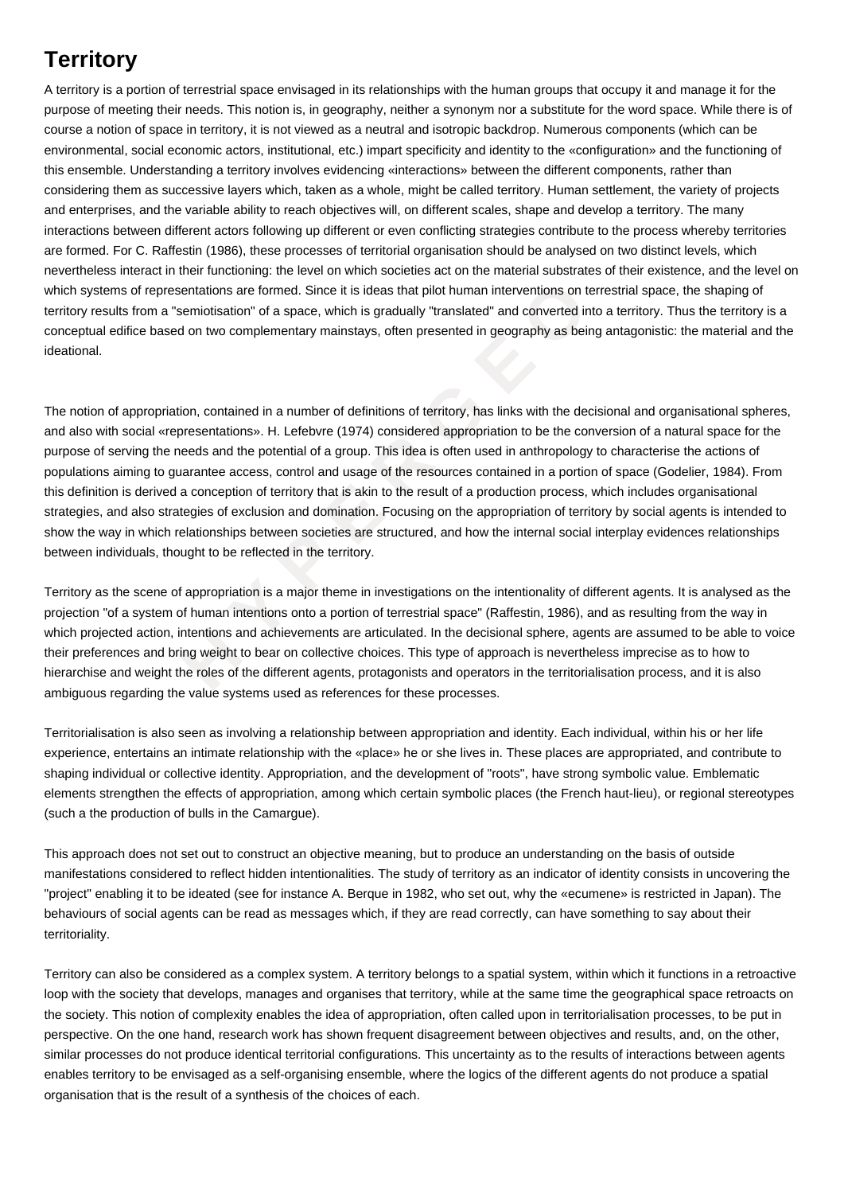# Territory

A territory is a portion of terrestrial space envisaged in its relationships with the human groups that occupy it and manage it for the purpose of meeting their needs. This notion is, in geography, neither a synonym nor a substitute for the word space. While there is of course a notion of space in territory, it is not viewed as a neutral and isotropic backdrop. Numerous components (which can be environmental, social economic actors, institutional, etc.) impart specificity and identity to the «configuration» and the functioning of this ensemble. Understanding a territory involves evidencing «interactions» between the different components, rather than considering them as successive layers which, taken as a whole, might be called territory. Human settlement, the variety of projects and enterprises, and the variable ability to reach objectives will, on different scales, shape and develop a territory. The many interactions between different actors following up different or even conflicting strategies contribute to the process whereby territories are formed. For C. Raffestin (1986), these processes of territorial organisation should be analysed on two distinct levels, which nevertheless interact in their functioning: the level on which societies act on the material substrates of their existence, and the level on which systems of representations are formed. Since it is ideas that pilot human interventions on terrestrial space, the shaping of territory results from a "semiotisation" of a space, which is gradually "translated" and converted into a territory. Thus the territory is a conceptual edifice based on two complementary mainstays, often presented in geography as being antagonistic: the material and the ideational.

The notion of appropriation, contained in a number of definitions of territory, has links with the decisional and organisational spheres, and also with social «representations». H. Lefebvre (1974) considered appropriation to be the conversion of a natural space for the purpose of serving the needs and the potential of a group. This idea is often used in anthropology to characterise the actions of populations aiming to guarantee access, control and usage of the resources contained in a portion of space (Godelier, 1984). From this definition is derived a conception of territory that is akin to the result of a production process, which includes organisational strategies, and also strategies of exclusion and domination. Focusing on the appropriation of territory by social agents is intended to show the way in which relationships between societies are structured, and how the internal social interplay evidences relationships between individuals, thought to be reflected in the territory.

Territory as the scene of appropriation is a major theme in investigations on the intentionality of different agents. It is analysed as the projection "of a system of human intentions onto a portion of terrestrial space" (Raffestin, 1986), and as resulting from the way in which projected action, intentions and achievements are articulated. In the decisional sphere, agents are assumed to be able to voice their preferences and bring weight to bear on collective choices. This type of approach is nevertheless imprecise as to how to hierarchise and weight the roles of the different agents, protagonists and operators in the territorialisation process, and it is also ambiguous regarding the value systems used as references for these processes.

Territorialisation is also seen as involving a relationship between appropriation and identity. Each individual, within his or her life experience, entertains an intimate relationship with the «place» he or she lives in. These places are appropriated, and contribute to shaping individual or collective identity. Appropriation, and the development of "roots", have strong symbolic value. Emblematic elements strengthen the effects of appropriation, among which certain symbolic places (the French haut-lieu), or regional stereotypes (such a the production of bulls in the Camargue).

This approach does not set out to construct an objective meaning, but to produce an understanding on the basis of outside manifestations considered to reflect hidden intentionalities. The study of territory as an indicator of identity consists in uncovering the "project" enabling it to be ideated (see for instance A. Berque in 1982, who set out, why the «ecumene» is restricted in Japan). The behaviours of social agents can be read as messages which, if they are read correctly, can have something to say about their territoriality.

Territory can also be considered as a complex system. A territory belongs to a spatial system, within which it functions in a retroactive loop with the society that develops, manages and organises that territory, while at the same time the geographical space retroacts on the society. This notion of complexity enables the idea of appropriation, often called upon in territorialisation processes, to be put in perspective. On the one hand, research work has shown frequent disagreement between objectives and results, and, on the other, similar processes do not produce identical territorial configurations. This uncertainty as to the results of interactions between agents enables territory to be envisaged as a self-organising ensemble, where the logics of the different agents do not produce a spatial organisation that is the result of a synthesis of the choices of each.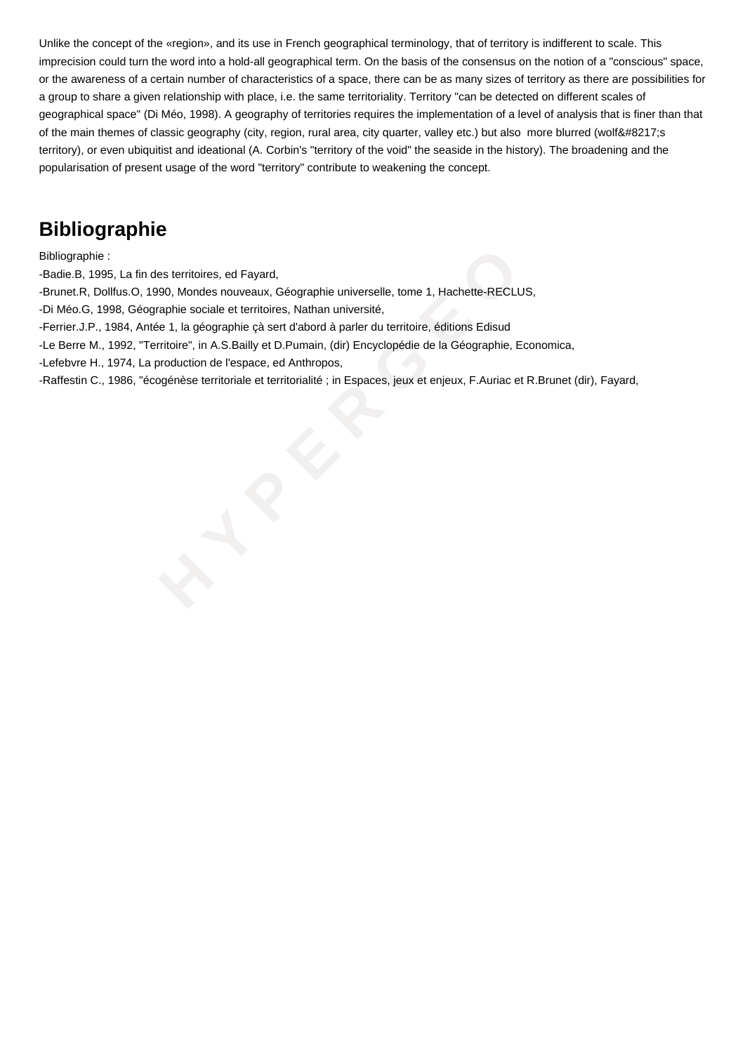Unlike the concept of the «region», and its use in French geographical terminology, that of territory is indifferent to scale. This imprecision could turn the word into a hold-all geographical term. On the basis of the consensus on the notion of a "conscious" space, or the awareness of a certain number of characteristics of a space, there can be as many sizes of territory as there are possibilities for a group to share a given relationship with place, i.e. the same territoriality. Territory "can be detected on different scales of geographical space" (Di Méo, 1998). A geography of territories requires the implementation of a level of analysis that is finer than that of the main themes of classic geography (city, region, rural area, city quarter, valley etc.) but also more blurred (wolf&#8217;s territory), or even ubiquitist and ideational (A. Corbin's "territory of the void" the seaside in the history). The broadening and the popularisation of present usage of the word "territory" contribute to weakening the concept.

## Bibliographie

Bibliographie :

-Badie.B, 1995, La fin des territoires, ed Fayard,

-Brunet.R, Dollfus.O, 1990, Mondes nouveaux, Géographie universelle, tome 1, Hachette-RECLUS,

-Di Méo.G, 1998, Géographie sociale et territoires, Nathan université,

-Ferrier.J.P., 1984, Antée 1, la géographie çà sert d'abord à parler du territoire, éditions Edisud

-Le Berre M., 1992, "Territoire", in A.S.Bailly et D.Pumain, (dir) Encyclopédie de la Géographie, Economica,

-Lefebvre H., 1974, La production de l'espace, ed Anthropos,

-Raffestin C., 1986, "écogénèse territoriale et territorialité ; in Espaces, jeux et enjeux, F.Auriac et R.Brunet (dir), Fayard,